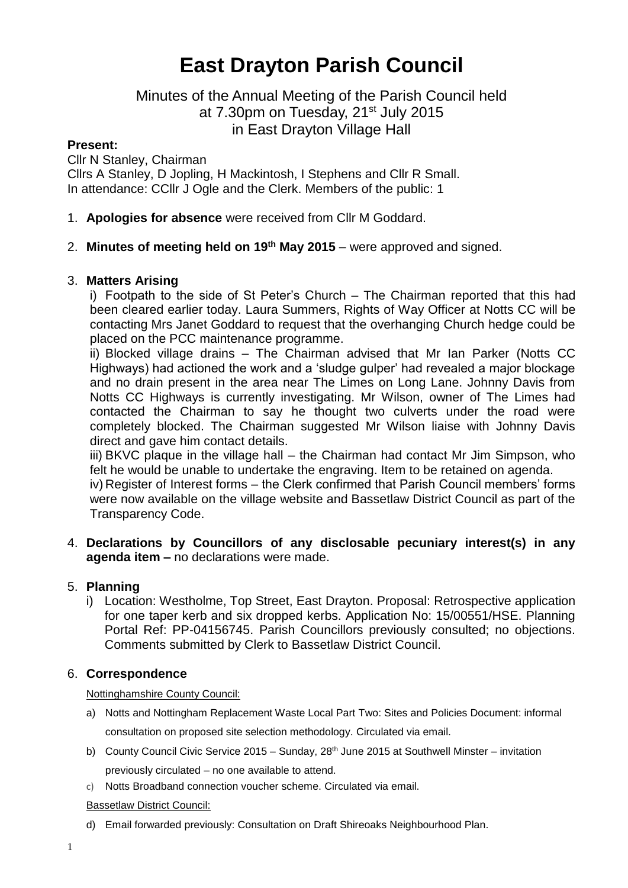# East Drayton Parish Council

Minutes of the Annual Meeting of the Parish Council held at 7.30pm on Tuesday, 21st July 2015 in East Drayton Village Hall

**Present:**

Cllr N Stanley, Chairman
Cllrs A Stanley, D Jopling, H Mackintosh, I Stephens and Cllr R Small.
In attendance: CCllr J Ogle and the Clerk. Members of the public: 1

1. **Apologies for absence** were received from Cllr M Goddard.

2. **Minutes of meeting held on 19th May 2015** – were approved and signed.

3. **Matters Arising**

   i) Footpath to the side of St Peter's Church – The Chairman reported that this had been cleared earlier today. Laura Summers, Rights of Way Officer at Notts CC will be contacting Mrs Janet Goddard to request that the overhanging Church hedge could be placed on the PCC maintenance programme.

   ii) Blocked village drains – The Chairman advised that Mr Ian Parker (Notts CC Highways) had actioned the work and a 'sludge gulper' had revealed a major blockage and no drain present in the area near The Limes on Long Lane. Johnny Davis from Notts CC Highways is currently investigating. Mr Wilson, owner of The Limes had contacted the Chairman to say he thought two culverts under the road were completely blocked. The Chairman suggested Mr Wilson liaise with Johnny Davis direct and gave him contact details.

   iii) BKVC plaque in the village hall – the Chairman had contact Mr Jim Simpson, who felt he would be unable to undertake the engraving. Item to be retained on agenda.

   iv) Register of Interest forms – the Clerk confirmed that Parish Council members' forms were now available on the village website and Bassetlaw District Council as part of the Transparency Code.

4. **Declarations by Councillors of any disclosable pecuniary interest(s) in any agenda item –** no declarations were made.

5. **Planning**

   i) Location: Westholme, Top Street, East Drayton. Proposal: Retrospective application for one taper kerb and six dropped kerbs. Application No: 15/00551/HSE. Planning Portal Ref: PP-04156745. Parish Councillors previously consulted; no objections. Comments submitted by Clerk to Bassetlaw District Council.

6. **Correspondence**

   Nottinghamshire County Council:

   a) Notts and Nottingham Replacement Waste Local Part Two: Sites and Policies Document: informal consultation on proposed site selection methodology. Circulated via email.

   b) County Council Civic Service 2015 – Sunday, 28th June 2015 at Southwell Minster – invitation previously circulated – no one available to attend.

   c) Notts Broadband connection voucher scheme. Circulated via email.

   Bassetlaw District Council:

   d) Email forwarded previously: Consultation on Draft Shireoaks Neighbourhood Plan.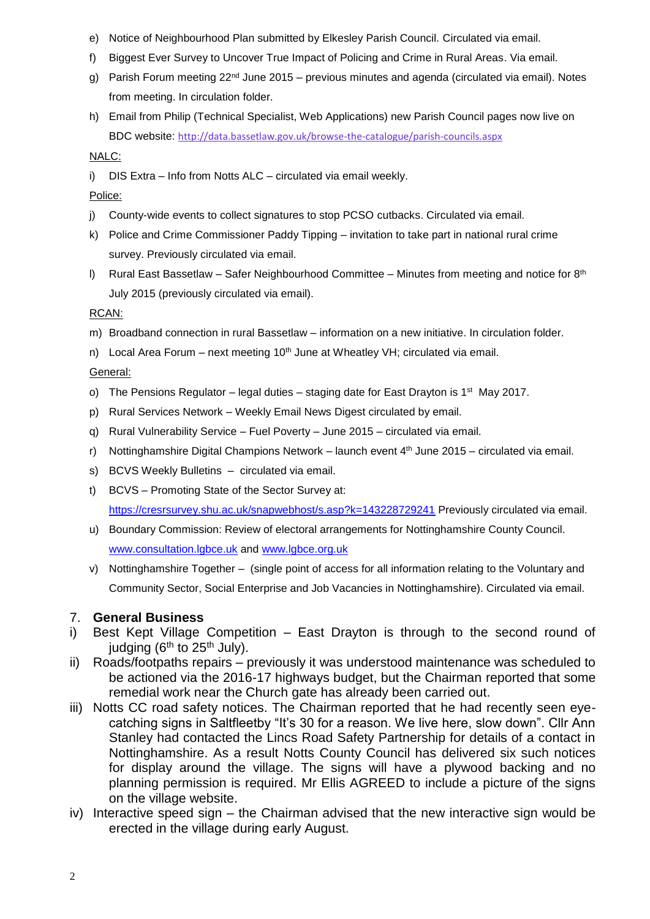e) Notice of Neighbourhood Plan submitted by Elkesley Parish Council. Circulated via email.

f) Biggest Ever Survey to Uncover True Impact of Policing and Crime in Rural Areas. Via email.

g) Parish Forum meeting 22nd June 2015 – previous minutes and agenda (circulated via email). Notes from meeting. In circulation folder.

h) Email from Philip (Technical Specialist, Web Applications) new Parish Council pages now live on BDC website: http://data.bassetlaw.gov.uk/browse-the-catalogue/parish-councils.aspx

NALC:

i) DIS Extra – Info from Notts ALC – circulated via email weekly.

Police:

j) County-wide events to collect signatures to stop PCSO cutbacks. Circulated via email.

k) Police and Crime Commissioner Paddy Tipping – invitation to take part in national rural crime survey. Previously circulated via email.

l) Rural East Bassetlaw – Safer Neighbourhood Committee – Minutes from meeting and notice for 8th July 2015 (previously circulated via email).

RCAN:

m) Broadband connection in rural Bassetlaw – information on a new initiative. In circulation folder.

n) Local Area Forum – next meeting 10th June at Wheatley VH; circulated via email.

General:

o) The Pensions Regulator – legal duties – staging date for East Drayton is 1st May 2017.

p) Rural Services Network – Weekly Email News Digest circulated by email.

q) Rural Vulnerability Service – Fuel Poverty – June 2015 – circulated via email.

r) Nottinghamshire Digital Champions Network – launch event 4th June 2015 – circulated via email.

s) BCVS Weekly Bulletins – circulated via email.

t) BCVS – Promoting State of the Sector Survey at: https://cresrsurvey.shu.ac.uk/snapwebhost/s.asp?k=143228729241 Previously circulated via email.

u) Boundary Commission: Review of electoral arrangements for Nottinghamshire County Council. www.consultation.lgbce.uk and www.lgbce.org.uk

v) Nottinghamshire Together – (single point of access for all information relating to the Voluntary and Community Sector, Social Enterprise and Job Vacancies in Nottinghamshire). Circulated via email.

## 7. General Business

i) Best Kept Village Competition – East Drayton is through to the second round of judging (6th to 25th July).

ii) Roads/footpaths repairs – previously it was understood maintenance was scheduled to be actioned via the 2016-17 highways budget, but the Chairman reported that some remedial work near the Church gate has already been carried out.

iii) Notts CC road safety notices. The Chairman reported that he had recently seen eye-catching signs in Saltfleetby "It's 30 for a reason. We live here, slow down". Cllr Ann Stanley had contacted the Lincs Road Safety Partnership for details of a contact in Nottinghamshire. As a result Notts County Council has delivered six such notices for display around the village. The signs will have a plywood backing and no planning permission is required. Mr Ellis AGREED to include a picture of the signs on the village website.

iv) Interactive speed sign – the Chairman advised that the new interactive sign would be erected in the village during early August.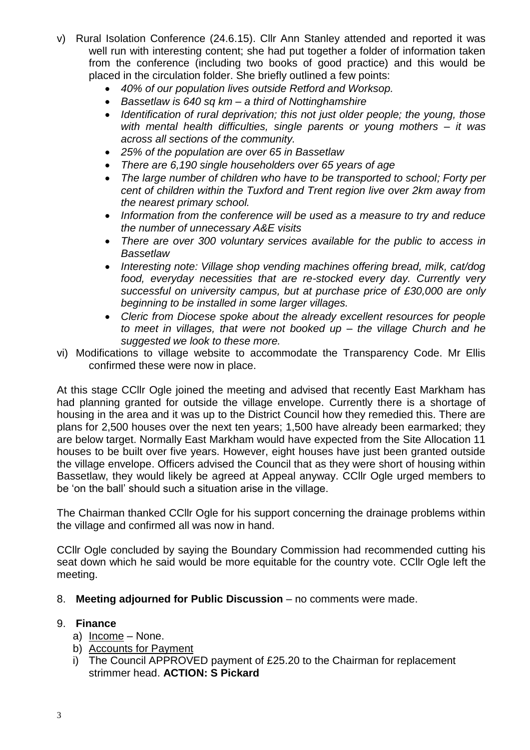v) Rural Isolation Conference (24.6.15). Cllr Ann Stanley attended and reported it was well run with interesting content; she had put together a folder of information taken from the conference (including two books of good practice) and this would be placed in the circulation folder. She briefly outlined a few points:
   - *40% of our population lives outside Retford and Worksop.*
   - *Bassetlaw is 640 sq km – a third of Nottinghamshire*
   - *Identification of rural deprivation; this not just older people; the young, those with mental health difficulties, single parents or young mothers – it was across all sections of the community.*
   - *25% of the population are over 65 in Bassetlaw*
   - *There are 6,190 single householders over 65 years of age*
   - *The large number of children who have to be transported to school; Forty per cent of children within the Tuxford and Trent region live over 2km away from the nearest primary school.*
   - *Information from the conference will be used as a measure to try and reduce the number of unnecessary A&E visits*
   - *There are over 300 voluntary services available for the public to access in Bassetlaw*
   - *Interesting note: Village shop vending machines offering bread, milk, cat/dog food, everyday necessities that are re-stocked every day. Currently very successful on university campus, but at purchase price of £30,000 are only beginning to be installed in some larger villages.*
   - *Cleric from Diocese spoke about the already excellent resources for people to meet in villages, that were not booked up – the village Church and he suggested we look to these more.*

vi) Modifications to village website to accommodate the Transparency Code. Mr Ellis confirmed these were now in place.

At this stage CCllr Ogle joined the meeting and advised that recently East Markham has had planning granted for outside the village envelope. Currently there is a shortage of housing in the area and it was up to the District Council how they remedied this. There are plans for 2,500 houses over the next ten years; 1,500 have already been earmarked; they are below target. Normally East Markham would have expected from the Site Allocation 11 houses to be built over five years. However, eight houses have just been granted outside the village envelope. Officers advised the Council that as they were short of housing within Bassetlaw, they would likely be agreed at Appeal anyway. CCllr Ogle urged members to be 'on the ball' should such a situation arise in the village.

The Chairman thanked CCllr Ogle for his support concerning the drainage problems within the village and confirmed all was now in hand.

CCllr Ogle concluded by saying the Boundary Commission had recommended cutting his seat down which he said would be more equitable for the country vote. CCllr Ogle left the meeting.

8. **Meeting adjourned for Public Discussion** – no comments were made.

9. **Finance**
   a) Income – None.
   b) Accounts for Payment
   i) The Council APPROVED payment of £25.20 to the Chairman for replacement strimmer head. **ACTION: S Pickard**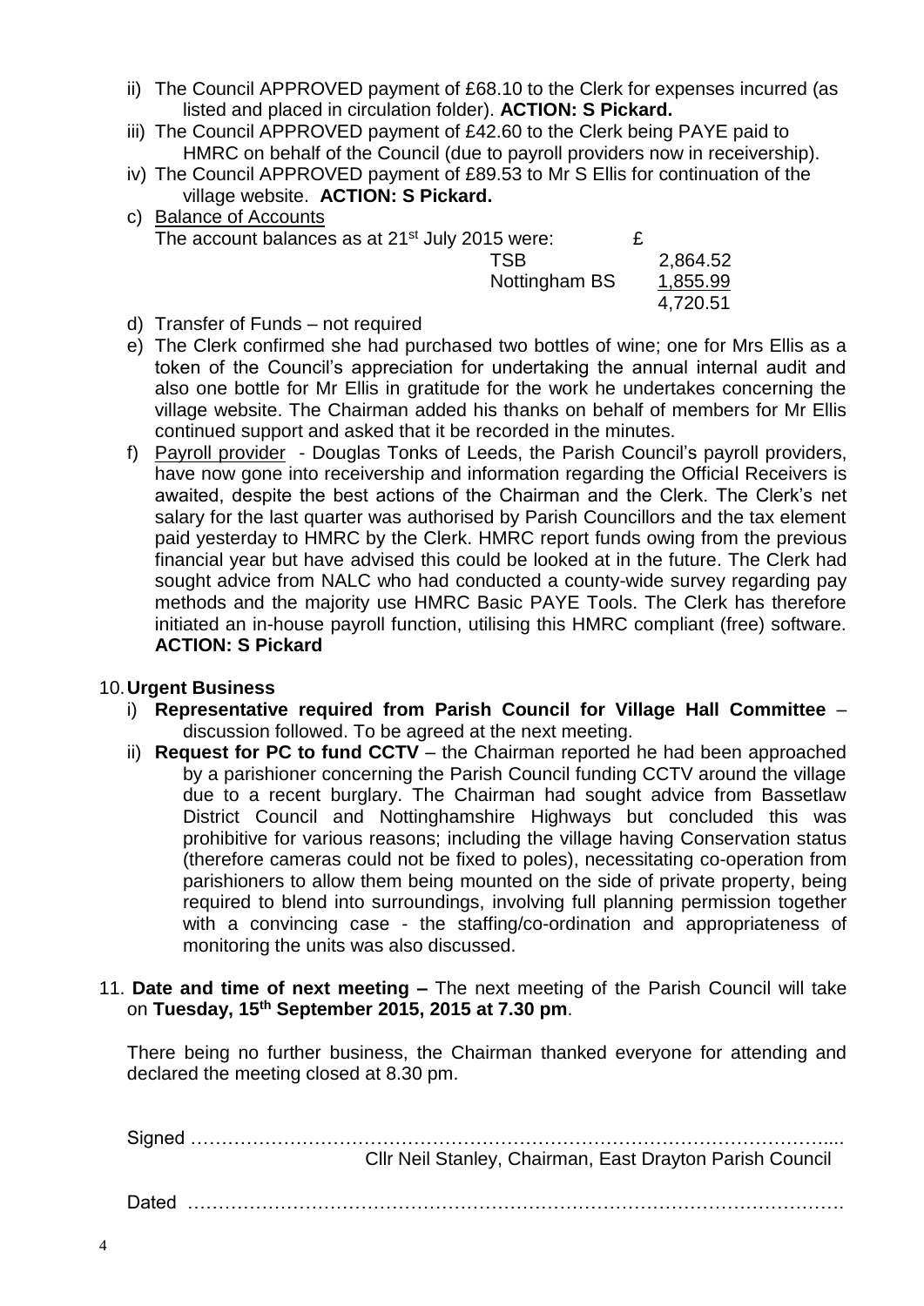ii) The Council APPROVED payment of £68.10 to the Clerk for expenses incurred (as listed and placed in circulation folder). **ACTION: S Pickard.**

iii) The Council APPROVED payment of £42.60 to the Clerk being PAYE paid to HMRC on behalf of the Council (due to payroll providers now in receivership).

iv) The Council APPROVED payment of £89.53 to Mr S Ellis for continuation of the village website. **ACTION: S Pickard.**

c) Balance of Accounts

The account balances as at 21st July 2015 were:

| | £ |
|---|---|
| TSB | 2,864.52 |
| Nottingham BS | 1,855.99 |
| | 4,720.51 |

d) Transfer of Funds – not required

e) The Clerk confirmed she had purchased two bottles of wine; one for Mrs Ellis as a token of the Council's appreciation for undertaking the annual internal audit and also one bottle for Mr Ellis in gratitude for the work he undertakes concerning the village website. The Chairman added his thanks on behalf of members for Mr Ellis continued support and asked that it be recorded in the minutes.

f) Payroll provider - Douglas Tonks of Leeds, the Parish Council's payroll providers, have now gone into receivership and information regarding the Official Receivers is awaited, despite the best actions of the Chairman and the Clerk. The Clerk's net salary for the last quarter was authorised by Parish Councillors and the tax element paid yesterday to HMRC by the Clerk. HMRC report funds owing from the previous financial year but have advised this could be looked at in the future. The Clerk had sought advice from NALC who had conducted a county-wide survey regarding pay methods and the majority use HMRC Basic PAYE Tools. The Clerk has therefore initiated an in-house payroll function, utilising this HMRC compliant (free) software. **ACTION: S Pickard**

## 10. Urgent Business

i) **Representative required from Parish Council for Village Hall Committee** – discussion followed. To be agreed at the next meeting.

ii) **Request for PC to fund CCTV** – the Chairman reported he had been approached by a parishioner concerning the Parish Council funding CCTV around the village due to a recent burglary. The Chairman had sought advice from Bassetlaw District Council and Nottinghamshire Highways but concluded this was prohibitive for various reasons; including the village having Conservation status (therefore cameras could not be fixed to poles), necessitating co-operation from parishioners to allow them being mounted on the side of private property, being required to blend into surroundings, involving full planning permission together with a convincing case - the staffing/co-ordination and appropriateness of monitoring the units was also discussed.

## 11. Date and time of next meeting – The next meeting of the Parish Council will take on **Tuesday, 15th September 2015, 2015 at 7.30 pm**.

There being no further business, the Chairman thanked everyone for attending and declared the meeting closed at 8.30 pm.

Signed ……………………………………………………………………………………….

Cllr Neil Stanley, Chairman, East Drayton Parish Council

Dated ……………………………………………………………………………………….